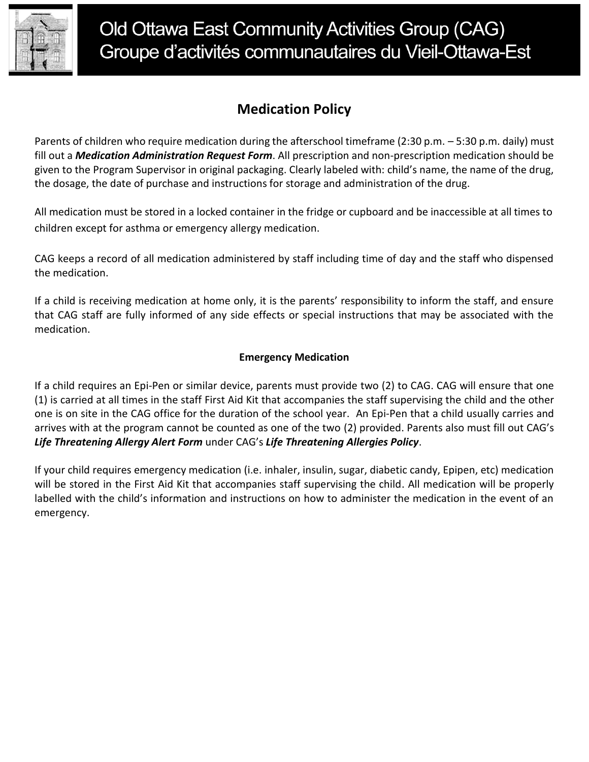# Old Ottawa East Community Activities Group (CAG)
# Groupe d'activités communautaires du Vieil-Ottawa-Est

## Medication Policy

Parents of children who require medication during the afterschool timeframe (2:30 p.m. – 5:30 p.m. daily) must fill out a ***Medication Administration Request Form***. All prescription and non-prescription medication should be given to the Program Supervisor in original packaging. Clearly labeled with: child's name, the name of the drug, the dosage, the date of purchase and instructions for storage and administration of the drug.

All medication must be stored in a locked container in the fridge or cupboard and be inaccessible at all times to children except for asthma or emergency allergy medication.

CAG keeps a record of all medication administered by staff including time of day and the staff who dispensed the medication.

If a child is receiving medication at home only, it is the parents' responsibility to inform the staff, and ensure that CAG staff are fully informed of any side effects or special instructions that may be associated with the medication.

### Emergency Medication

If a child requires an Epi-Pen or similar device, parents must provide two (2) to CAG. CAG will ensure that one (1) is carried at all times in the staff First Aid Kit that accompanies the staff supervising the child and the other one is on site in the CAG office for the duration of the school year. An Epi-Pen that a child usually carries and arrives with at the program cannot be counted as one of the two (2) provided. Parents also must fill out CAG's ***Life Threatening Allergy Alert Form*** under CAG's ***Life Threatening Allergies Policy***.

If your child requires emergency medication (i.e. inhaler, insulin, sugar, diabetic candy, Epipen, etc) medication will be stored in the First Aid Kit that accompanies staff supervising the child. All medication will be properly labelled with the child's information and instructions on how to administer the medication in the event of an emergency.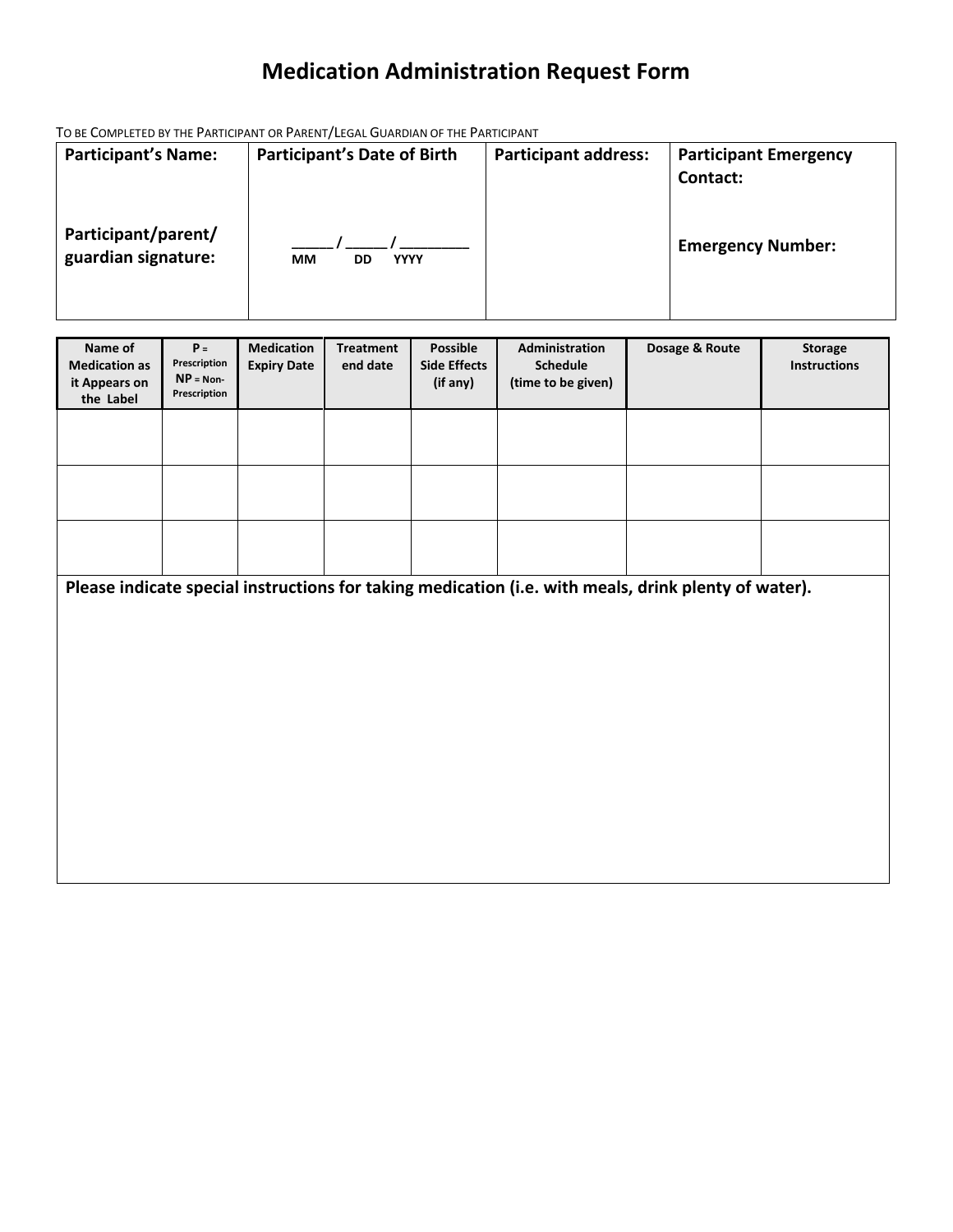# Medication Administration Request Form

TO BE COMPLETED BY THE PARTICIPANT OR PARENT/LEGAL GUARDIAN OF THE PARTICIPANT

| **Participant's Name:** | **Participant's Date of Birth** | **Participant address:** | **Participant Emergency Contact:** |
| --- | --- | --- | --- |
| **Participant/parent/ guardian signature:** | _____ / _____ / ________ <br> **MM DD YYYY** | | **Emergency Number:** |

| Name of Medication as it Appears on the Label | P = Prescription NP = Non-Prescription | Medication Expiry Date | Treatment end date | Possible Side Effects (if any) | Administration Schedule (time to be given) | Dosage & Route | Storage Instructions |
| --- | --- | --- | --- | --- | --- | --- | --- |
| | | | | | | | |
| | | | | | | | |
| | | | | | | | |

**Please indicate special instructions for taking medication (i.e. with meals, drink plenty of water).**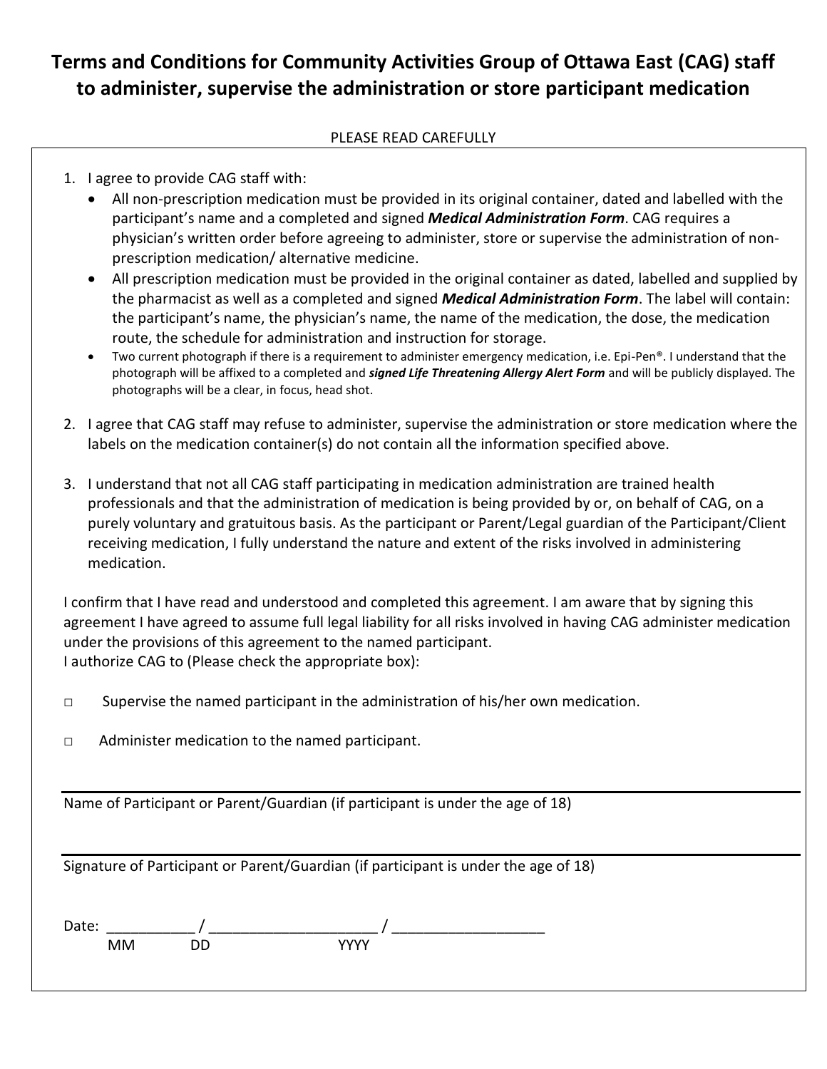# Terms and Conditions for Community Activities Group of Ottawa East (CAG) staff to administer, supervise the administration or store participant medication

PLEASE READ CAREFULLY

1. I agree to provide CAG staff with:
   - All non-prescription medication must be provided in its original container, dated and labelled with the participant's name and a completed and signed ***Medical Administration Form***. CAG requires a physician's written order before agreeing to administer, store or supervise the administration of non-prescription medication/ alternative medicine.
   - All prescription medication must be provided in the original container as dated, labelled and supplied by the pharmacist as well as a completed and signed ***Medical Administration Form***. The label will contain: the participant's name, the physician's name, the name of the medication, the dose, the medication route, the schedule for administration and instruction for storage.
   - Two current photograph if there is a requirement to administer emergency medication, i.e. Epi-Pen®. I understand that the photograph will be affixed to a completed and ***signed Life Threatening Allergy Alert Form*** and will be publicly displayed. The photographs will be a clear, in focus, head shot.

2. I agree that CAG staff may refuse to administer, supervise the administration or store medication where the labels on the medication container(s) do not contain all the information specified above.

3. I understand that not all CAG staff participating in medication administration are trained health professionals and that the administration of medication is being provided by or, on behalf of CAG, on a purely voluntary and gratuitous basis. As the participant or Parent/Legal guardian of the Participant/Client receiving medication, I fully understand the nature and extent of the risks involved in administering medication.

I confirm that I have read and understood and completed this agreement. I am aware that by signing this agreement I have agreed to assume full legal liability for all risks involved in having CAG administer medication under the provisions of this agreement to the named participant.
I authorize CAG to (Please check the appropriate box):

□ Supervise the named participant in the administration of his/her own medication.

□ Administer medication to the named participant.

___________________________________________

Name of Participant or Parent/Guardian (if participant is under the age of 18)

___________________________________________

Signature of Participant or Parent/Guardian (if participant is under the age of 18)

Date: ___________ / ____________________ / __________________
MM DD YYYY